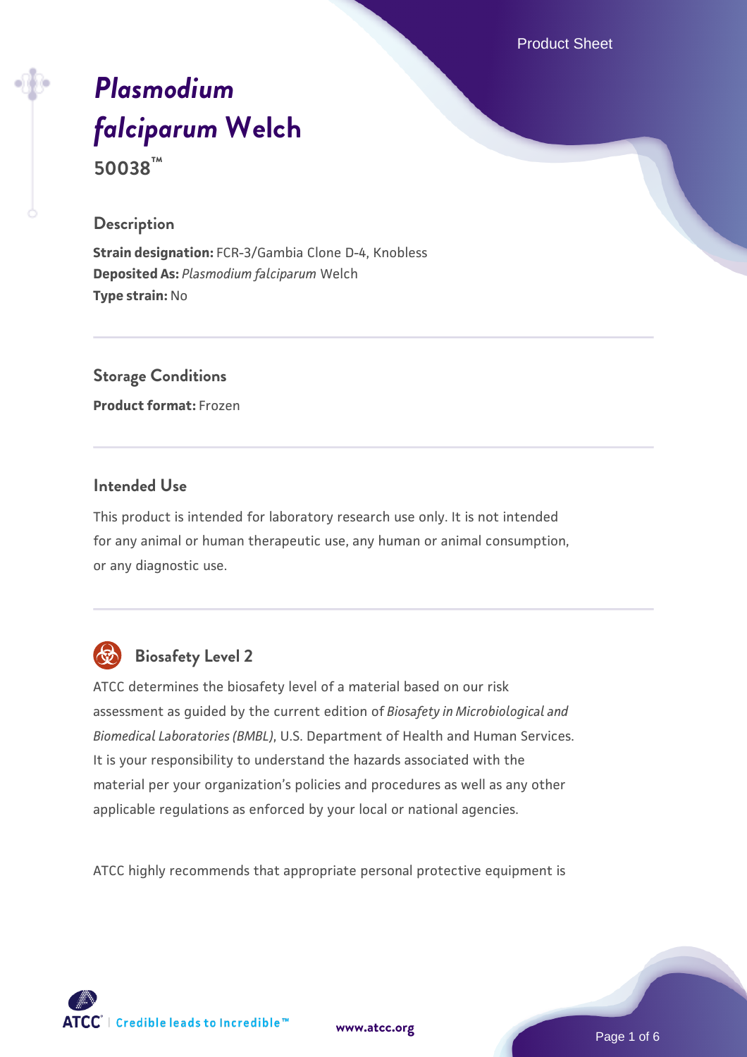# *Plasmodium falciparum* Welch

**50038™**

## Description

**Strain designation:** FCR-3/Gambia Clone D-4, Knobless
**Deposited As:** *Plasmodium falciparum* Welch
**Type strain:** No

## Storage Conditions

**Product format:** Frozen

## Intended Use

This product is intended for laboratory research use only. It is not intended for any animal or human therapeutic use, any human or animal consumption, or any diagnostic use.

## Biosafety Level 2

ATCC determines the biosafety level of a material based on our risk assessment as guided by the current edition of *Biosafety in Microbiological and Biomedical Laboratories (BMBL)*, U.S. Department of Health and Human Services. It is your responsibility to understand the hazards associated with the material per your organization's policies and procedures as well as any other applicable regulations as enforced by your local or national agencies.

ATCC highly recommends that appropriate personal protective equipment is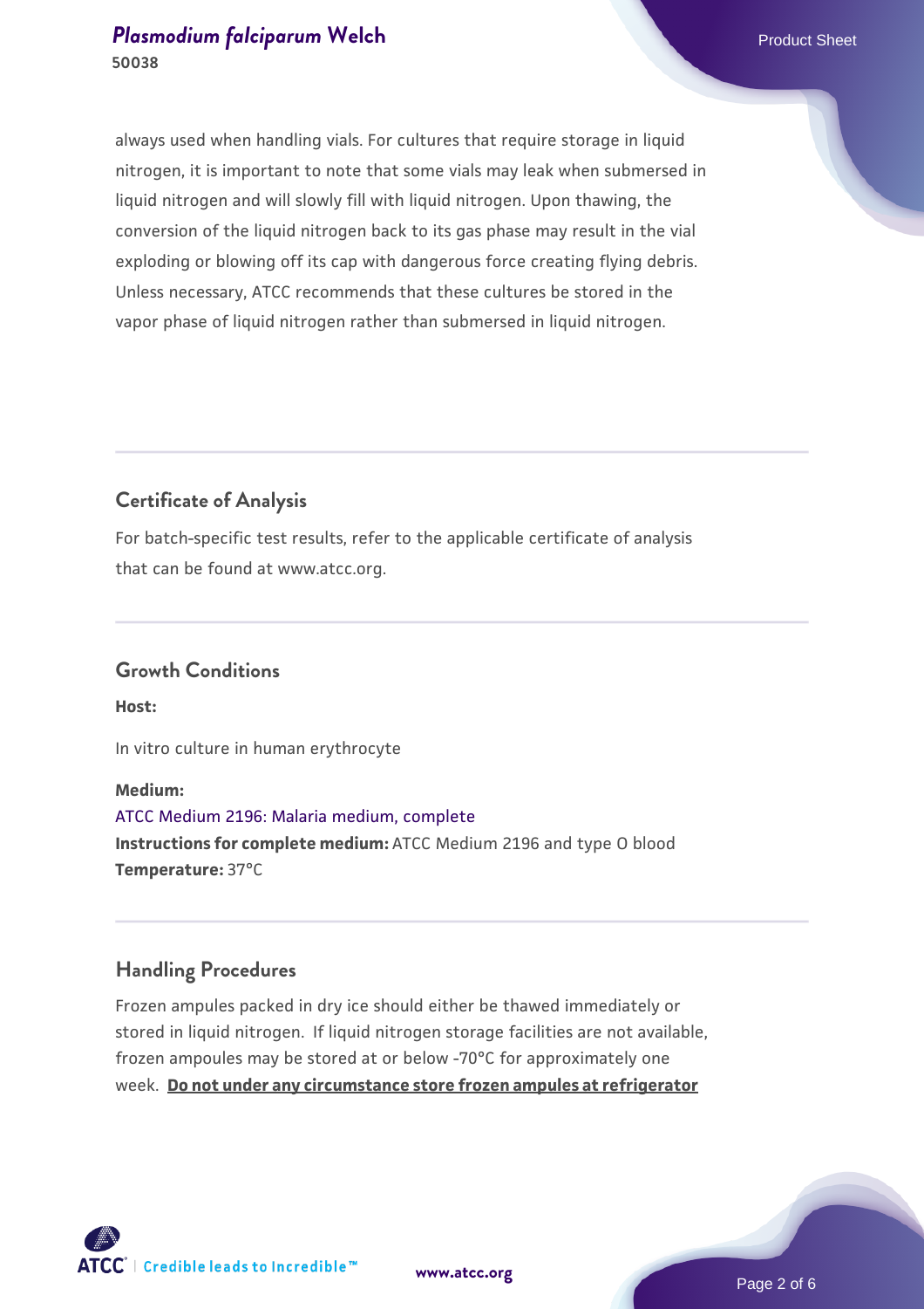always used when handling vials. For cultures that require storage in liquid nitrogen, it is important to note that some vials may leak when submersed in liquid nitrogen and will slowly fill with liquid nitrogen. Upon thawing, the conversion of the liquid nitrogen back to its gas phase may result in the vial exploding or blowing off its cap with dangerous force creating flying debris. Unless necessary, ATCC recommends that these cultures be stored in the vapor phase of liquid nitrogen rather than submersed in liquid nitrogen.

## Certificate of Analysis

For batch-specific test results, refer to the applicable certificate of analysis that can be found at www.atcc.org.

## Growth Conditions

**Host:**

In vitro culture in human erythrocyte

**Medium:**

ATCC Medium 2196: Malaria medium, complete

**Instructions for complete medium:** ATCC Medium 2196 and type O blood

**Temperature:** 37°C

## Handling Procedures

Frozen ampules packed in dry ice should either be thawed immediately or stored in liquid nitrogen. If liquid nitrogen storage facilities are not available, frozen ampoules may be stored at or below -70°C for approximately one week. **Do not under any circumstance store frozen ampules at refrigerator**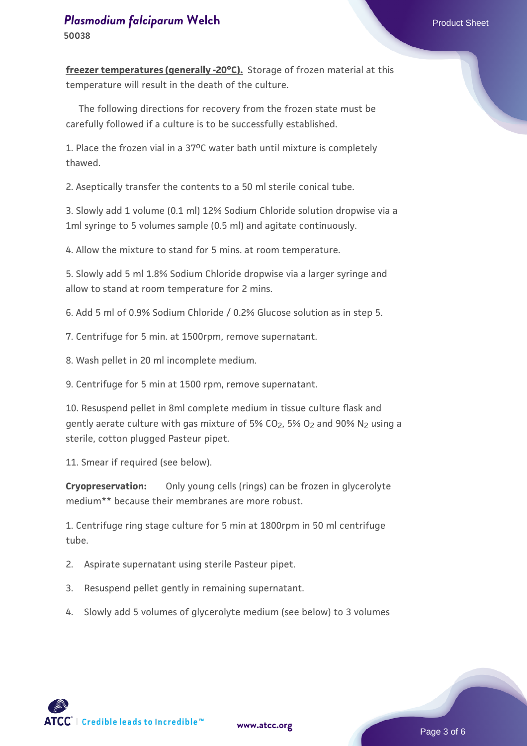**freezer temperatures (generally -20°C).** Storage of frozen material at this temperature will result in the death of the culture.

The following directions for recovery from the frozen state must be carefully followed if a culture is to be successfully established.

1. Place the frozen vial in a 37ºC water bath until mixture is completely thawed.

2. Aseptically transfer the contents to a 50 ml sterile conical tube.

3. Slowly add 1 volume (0.1 ml) 12% Sodium Chloride solution dropwise via a 1ml syringe to 5 volumes sample (0.5 ml) and agitate continuously.

4. Allow the mixture to stand for 5 mins. at room temperature.

5. Slowly add 5 ml 1.8% Sodium Chloride dropwise via a larger syringe and allow to stand at room temperature for 2 mins.

6. Add 5 ml of 0.9% Sodium Chloride / 0.2% Glucose solution as in step 5.

7. Centrifuge for 5 min. at 1500rpm, remove supernatant.

8. Wash pellet in 20 ml incomplete medium.

9. Centrifuge for 5 min at 1500 rpm, remove supernatant.

10. Resuspend pellet in 8ml complete medium in tissue culture flask and gently aerate culture with gas mixture of 5% $CO_2$, 5% $O_2$ and 90% $N_2$ using a sterile, cotton plugged Pasteur pipet.

11. Smear if required (see below).

**Cryopreservation:** Only young cells (rings) can be frozen in glycerolyte medium** because their membranes are more robust.

1. Centrifuge ring stage culture for 5 min at 1800rpm in 50 ml centrifuge tube.

2. Aspirate supernatant using sterile Pasteur pipet.

3. Resuspend pellet gently in remaining supernatant.

4. Slowly add 5 volumes of glycerolyte medium (see below) to 3 volumes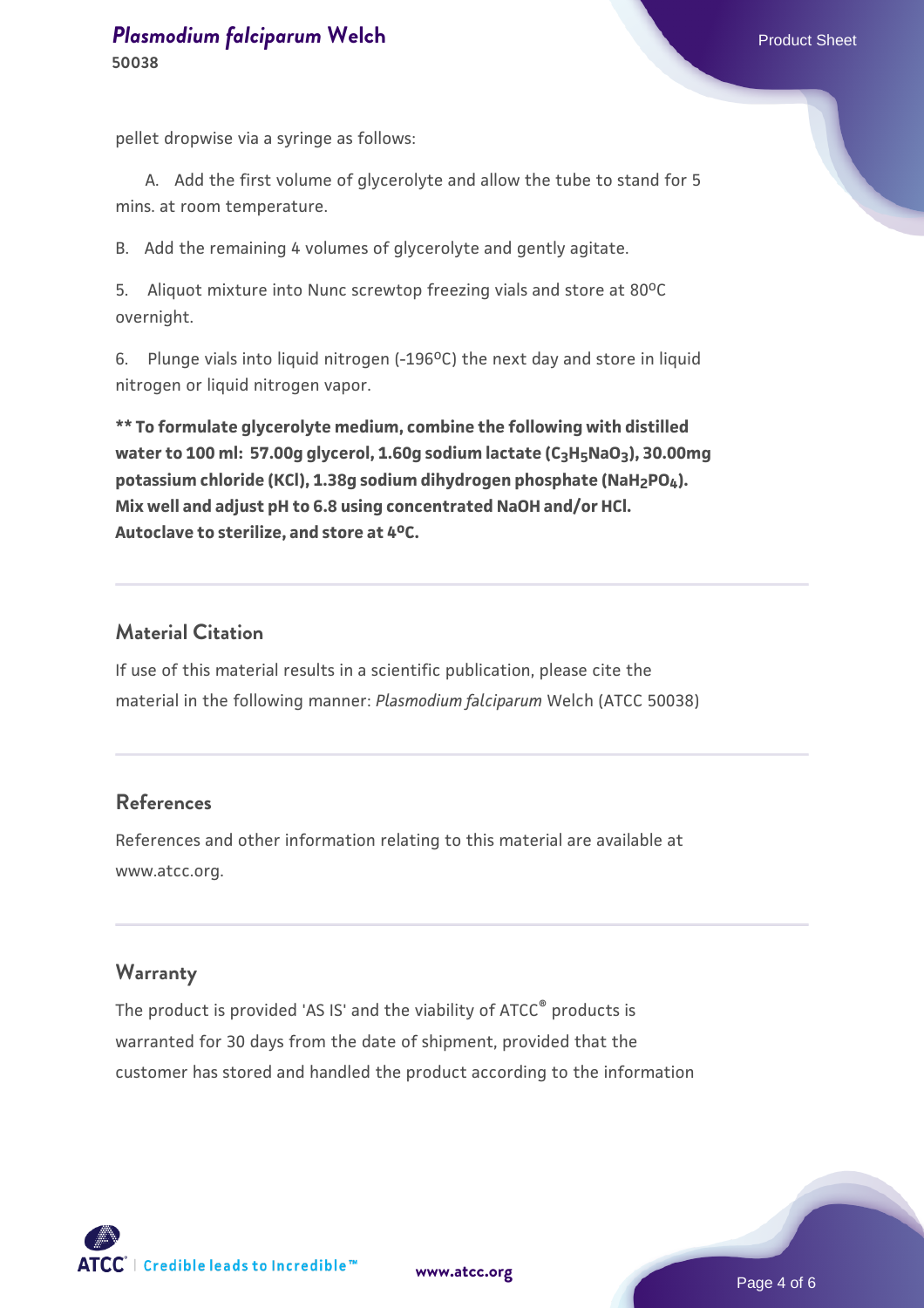pellet dropwise via a syringe as follows:

A. Add the first volume of glycerolyte and allow the tube to stand for 5 mins. at room temperature.

B. Add the remaining 4 volumes of glycerolyte and gently agitate.

5. Aliquot mixture into Nunc screwtop freezing vials and store at 80$^{o}$C overnight.

6. Plunge vials into liquid nitrogen (-196$^{o}$C) the next day and store in liquid nitrogen or liquid nitrogen vapor.

**** To formulate glycerolyte medium, combine the following with distilled water to 100 ml: 57.00g glycerol, 1.60g sodium lactate ($C_3H_5NaO_3$), 30.00mg potassium chloride (KCl), 1.38g sodium dihydrogen phosphate ($NaH_2PO_4$). Mix well and adjust pH to 6.8 using concentrated NaOH and/or HCl. Autoclave to sterilize, and store at 4$^{o}$C.**

## Material Citation

If use of this material results in a scientific publication, please cite the material in the following manner: *Plasmodium falciparum* Welch (ATCC 50038)

## References

References and other information relating to this material are available at www.atcc.org.

## Warranty

The product is provided 'AS IS' and the viability of ATCC® products is warranted for 30 days from the date of shipment, provided that the customer has stored and handled the product according to the information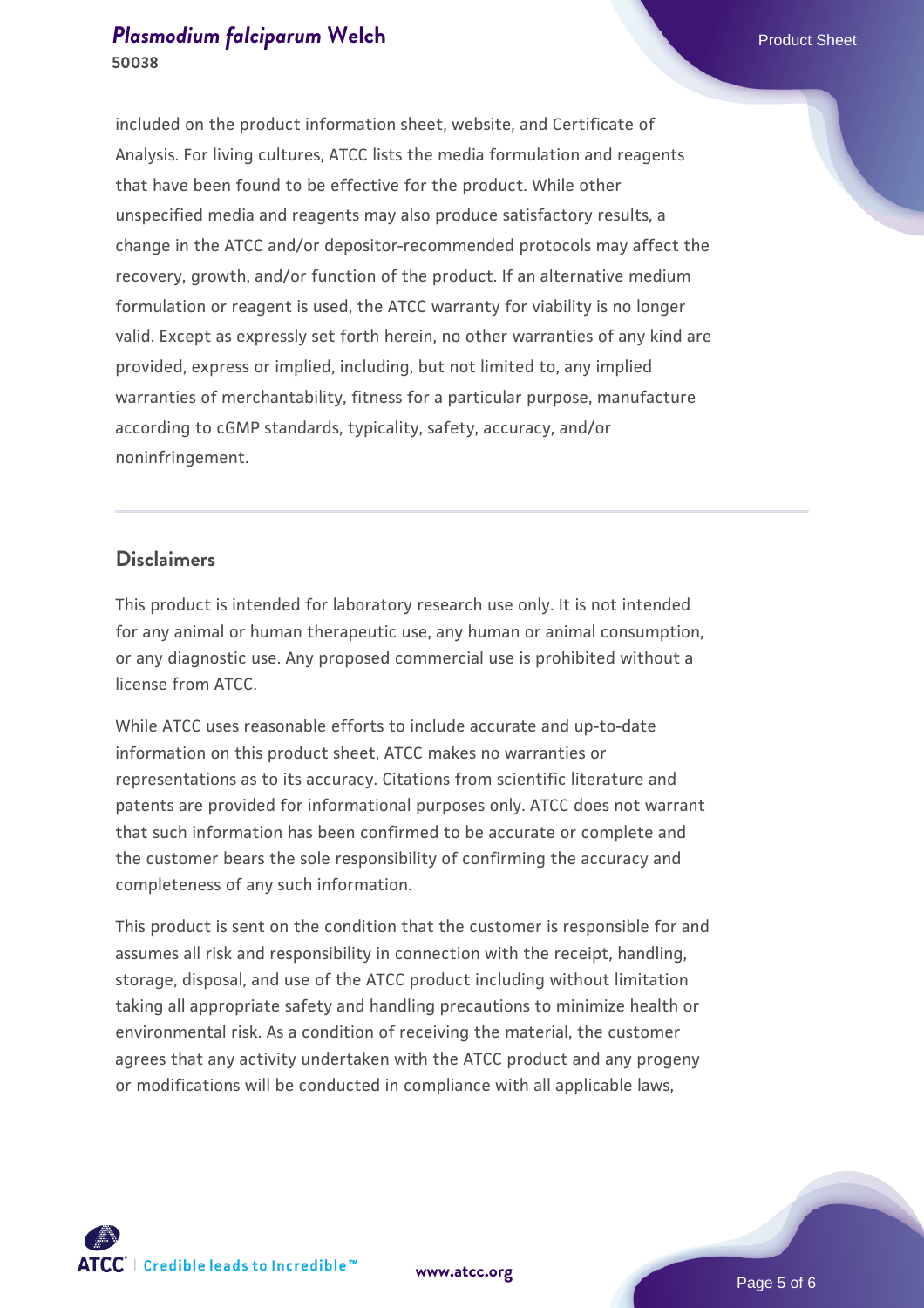included on the product information sheet, website, and Certificate of Analysis. For living cultures, ATCC lists the media formulation and reagents that have been found to be effective for the product. While other unspecified media and reagents may also produce satisfactory results, a change in the ATCC and/or depositor-recommended protocols may affect the recovery, growth, and/or function of the product. If an alternative medium formulation or reagent is used, the ATCC warranty for viability is no longer valid. Except as expressly set forth herein, no other warranties of any kind are provided, express or implied, including, but not limited to, any implied warranties of merchantability, fitness for a particular purpose, manufacture according to cGMP standards, typicality, safety, accuracy, and/or noninfringement.

## Disclaimers

This product is intended for laboratory research use only. It is not intended for any animal or human therapeutic use, any human or animal consumption, or any diagnostic use. Any proposed commercial use is prohibited without a license from ATCC.

While ATCC uses reasonable efforts to include accurate and up-to-date information on this product sheet, ATCC makes no warranties or representations as to its accuracy. Citations from scientific literature and patents are provided for informational purposes only. ATCC does not warrant that such information has been confirmed to be accurate or complete and the customer bears the sole responsibility of confirming the accuracy and completeness of any such information.

This product is sent on the condition that the customer is responsible for and assumes all risk and responsibility in connection with the receipt, handling, storage, disposal, and use of the ATCC product including without limitation taking all appropriate safety and handling precautions to minimize health or environmental risk. As a condition of receiving the material, the customer agrees that any activity undertaken with the ATCC product and any progeny or modifications will be conducted in compliance with all applicable laws,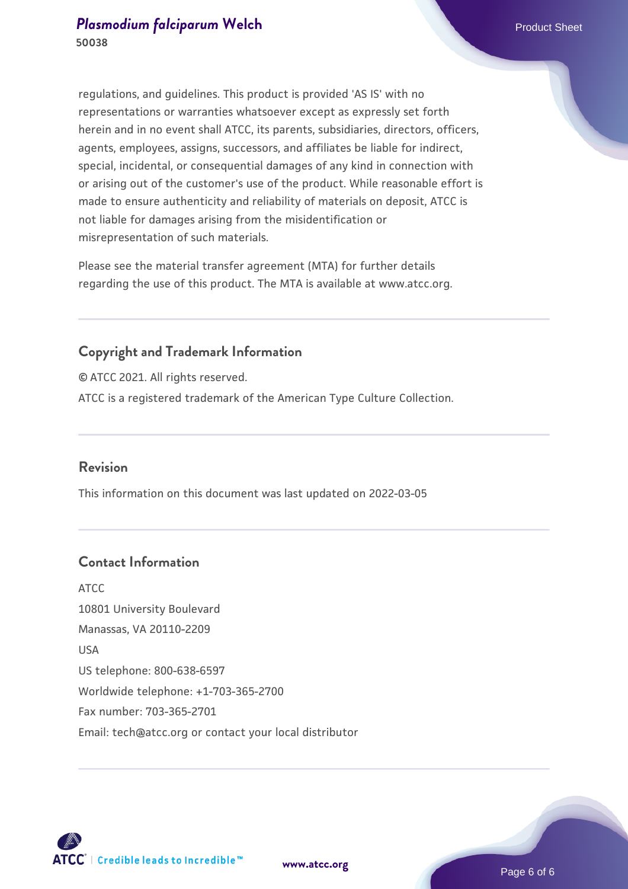regulations, and guidelines. This product is provided 'AS IS' with no representations or warranties whatsoever except as expressly set forth herein and in no event shall ATCC, its parents, subsidiaries, directors, officers, agents, employees, assigns, successors, and affiliates be liable for indirect, special, incidental, or consequential damages of any kind in connection with or arising out of the customer's use of the product. While reasonable effort is made to ensure authenticity and reliability of materials on deposit, ATCC is not liable for damages arising from the misidentification or misrepresentation of such materials.

Please see the material transfer agreement (MTA) for further details regarding the use of this product. The MTA is available at www.atcc.org.

## Copyright and Trademark Information

© ATCC 2021. All rights reserved.

ATCC is a registered trademark of the American Type Culture Collection.

## Revision

This information on this document was last updated on 2022-03-05

## Contact Information

ATCC
10801 University Boulevard
Manassas, VA 20110-2209
USA
US telephone: 800-638-6597
Worldwide telephone: +1-703-365-2700
Fax number: 703-365-2701
Email: tech@atcc.org or contact your local distributor